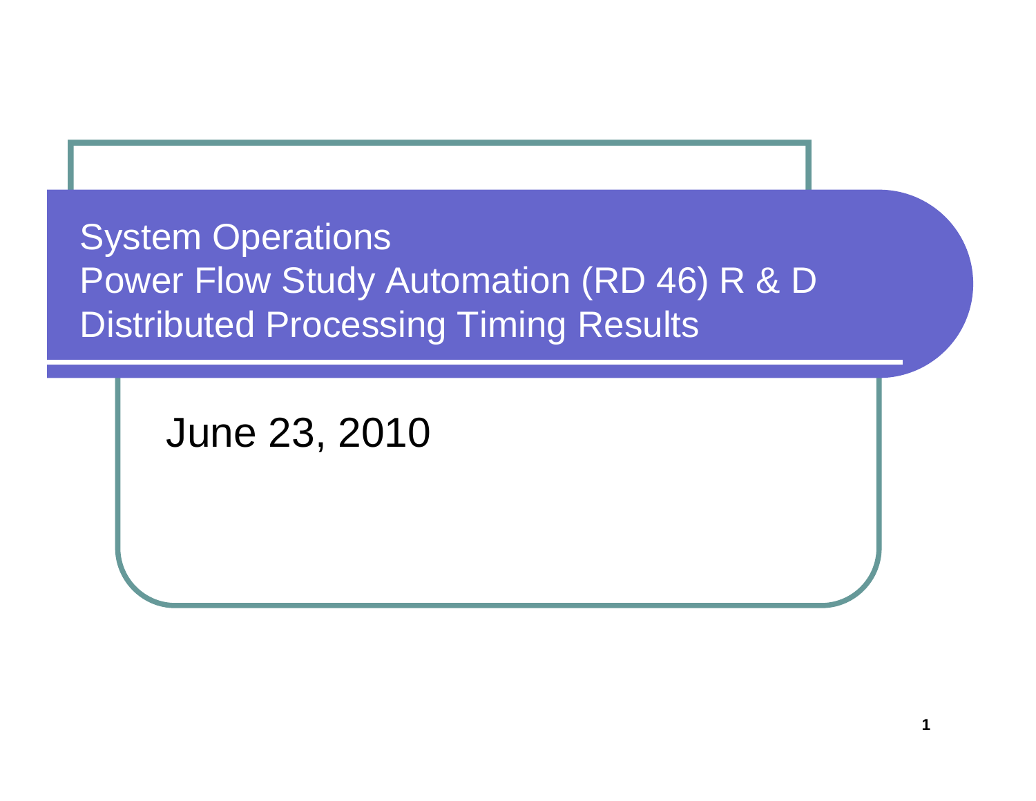# System Operations
# Power Flow Study Automation (RD 46) R & D
# Distributed Processing Timing Results

June 23, 2010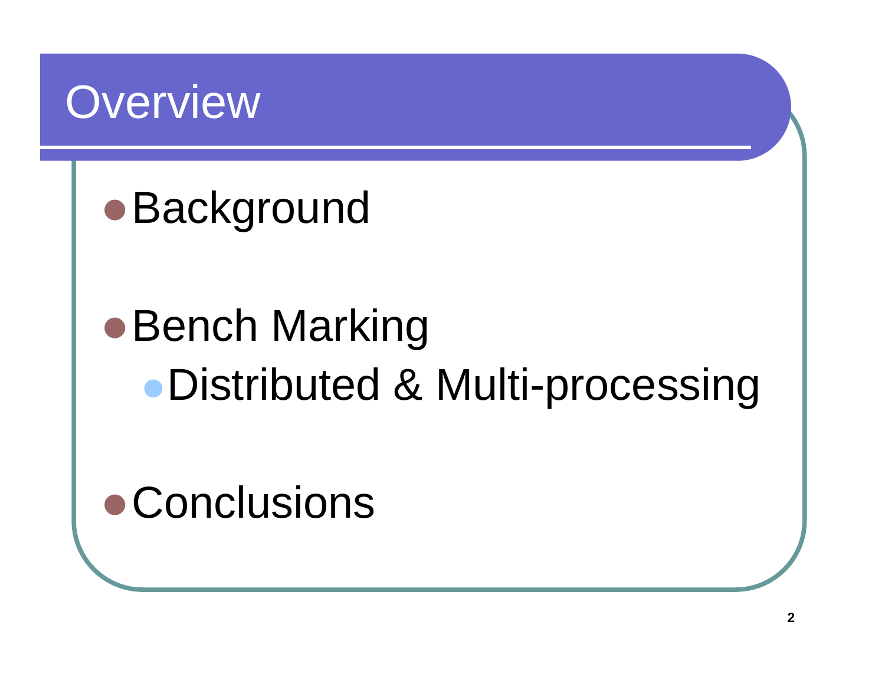# Overview

- Background
- Bench Marking
  - Distributed & Multi-processing
- Conclusions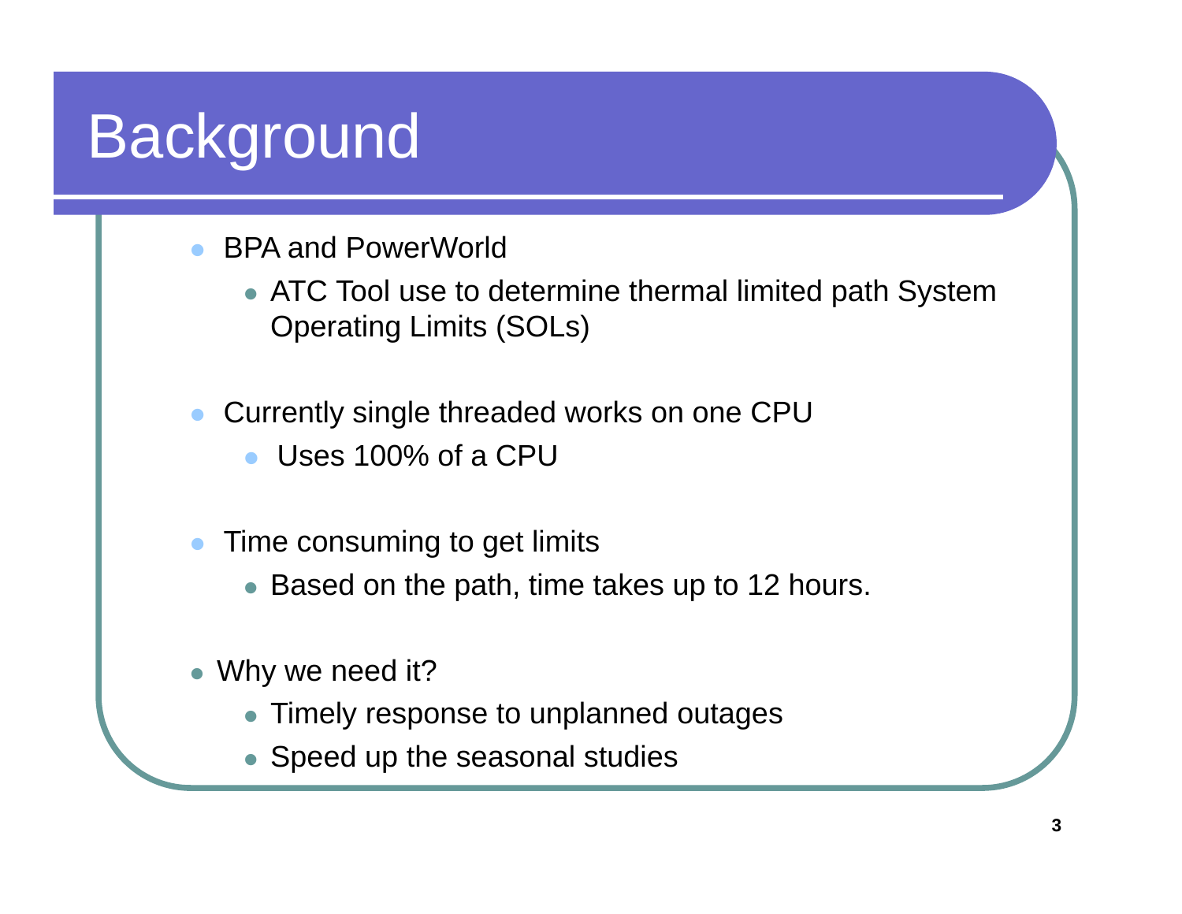# Background

- BPA and PowerWorld
  - ATC Tool use to determine thermal limited path System Operating Limits (SOLs)
- Currently single threaded works on one CPU
  - Uses 100% of a CPU
- Time consuming to get limits
  - Based on the path, time takes up to 12 hours.
- Why we need it?
  - Timely response to unplanned outages
  - Speed up the seasonal studies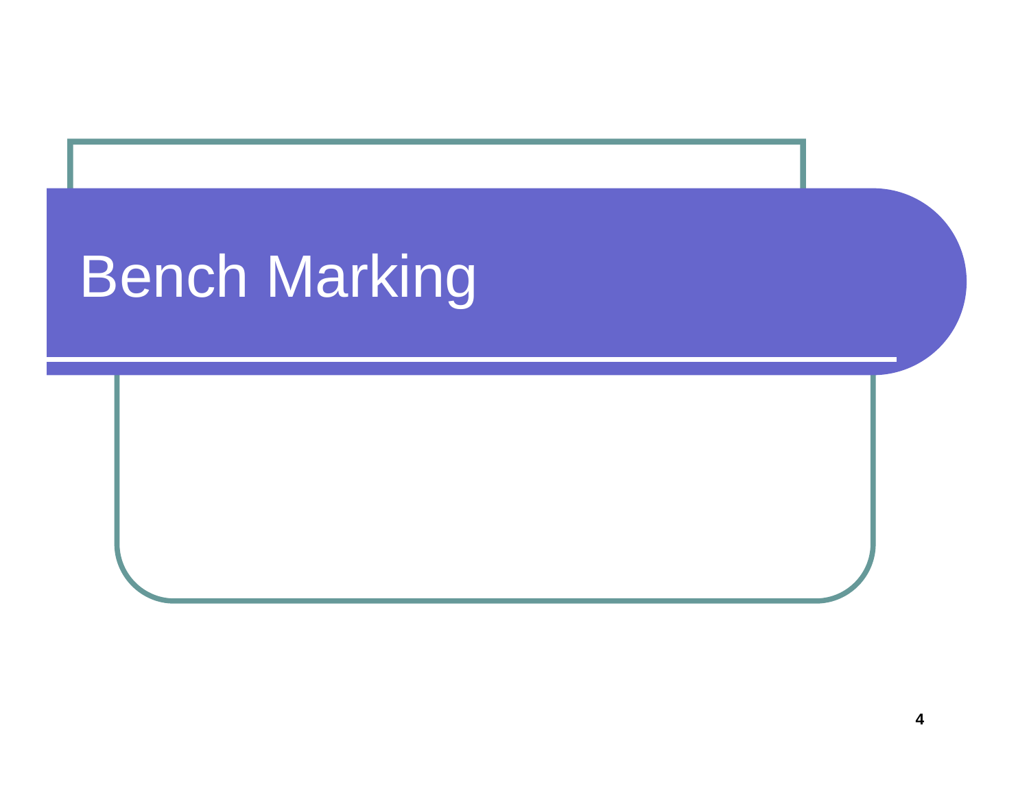# Bench Marking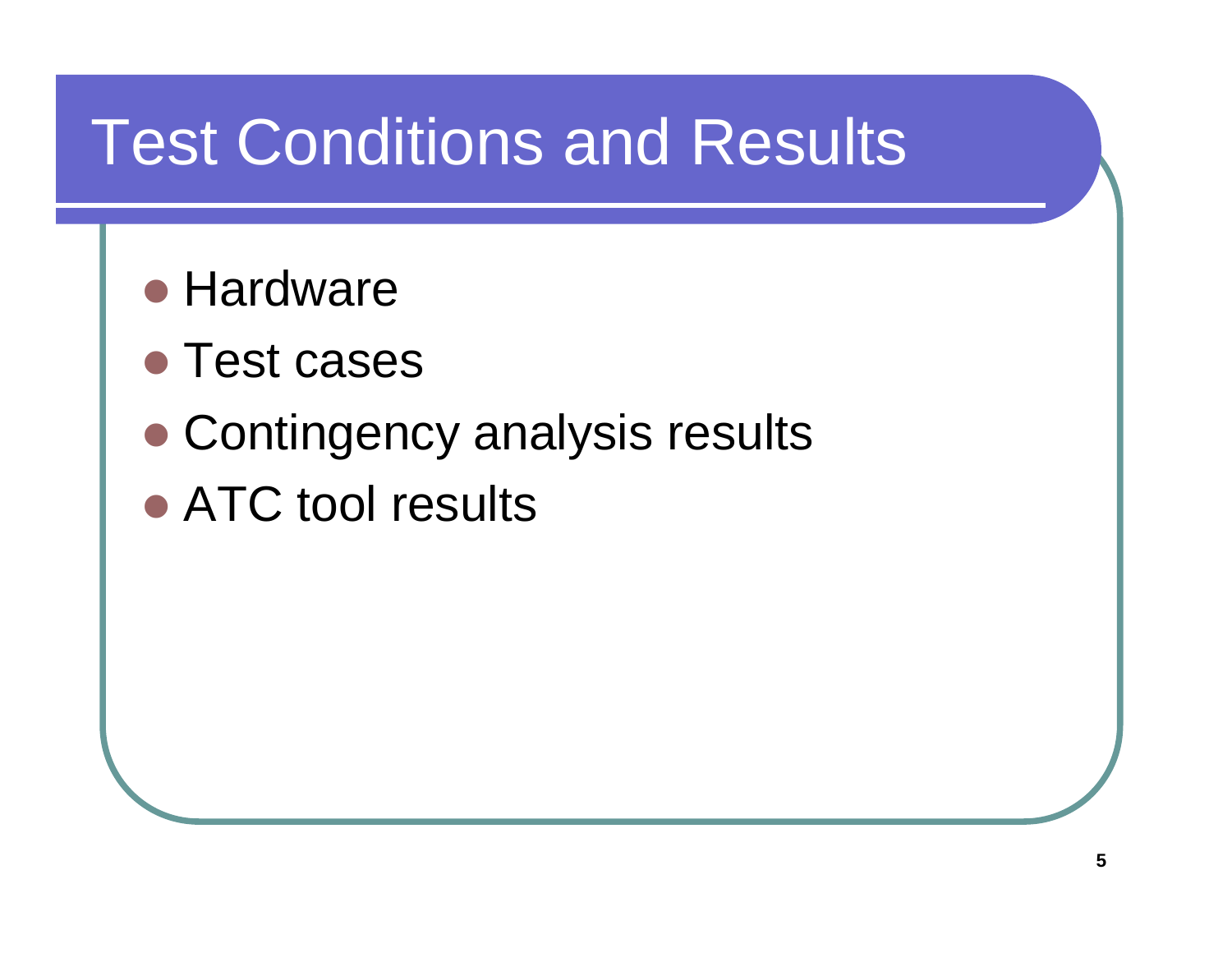# Test Conditions and Results

- Hardware
- Test cases
- Contingency analysis results
- ATC tool results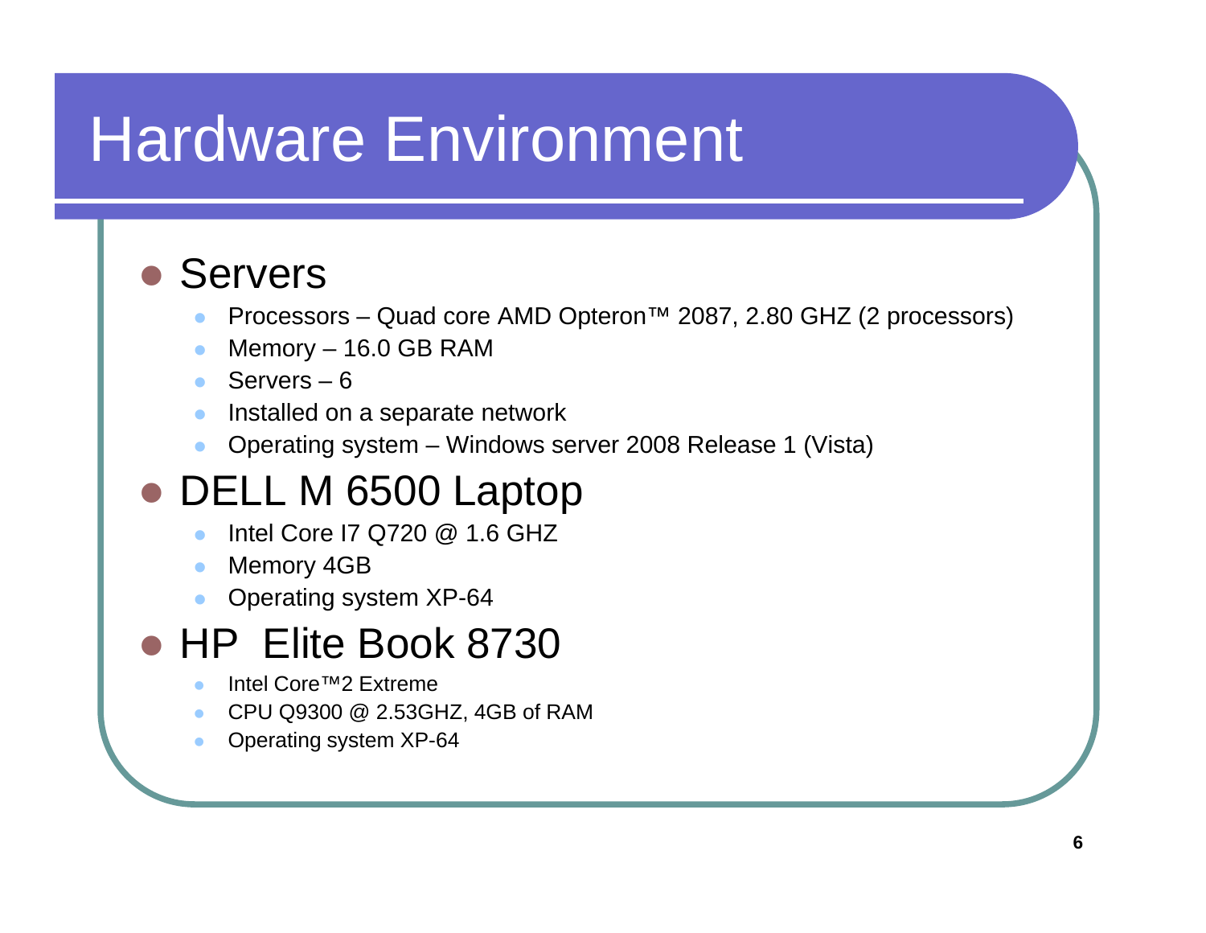# Hardware Environment

- Servers
  - Processors – Quad core AMD Opteron™ 2087, 2.80 GHZ (2 processors)
  - Memory – 16.0 GB RAM
  - Servers – 6
  - Installed on a separate network
  - Operating system – Windows server 2008 Release 1 (Vista)
- DELL M 6500 Laptop
  - Intel Core I7 Q720 @ 1.6 GHZ
  - Memory 4GB
  - Operating system XP-64
- HP Elite Book 8730
  - Intel Core™2 Extreme
  - CPU Q9300 @ 2.53GHZ, 4GB of RAM
  - Operating system XP-64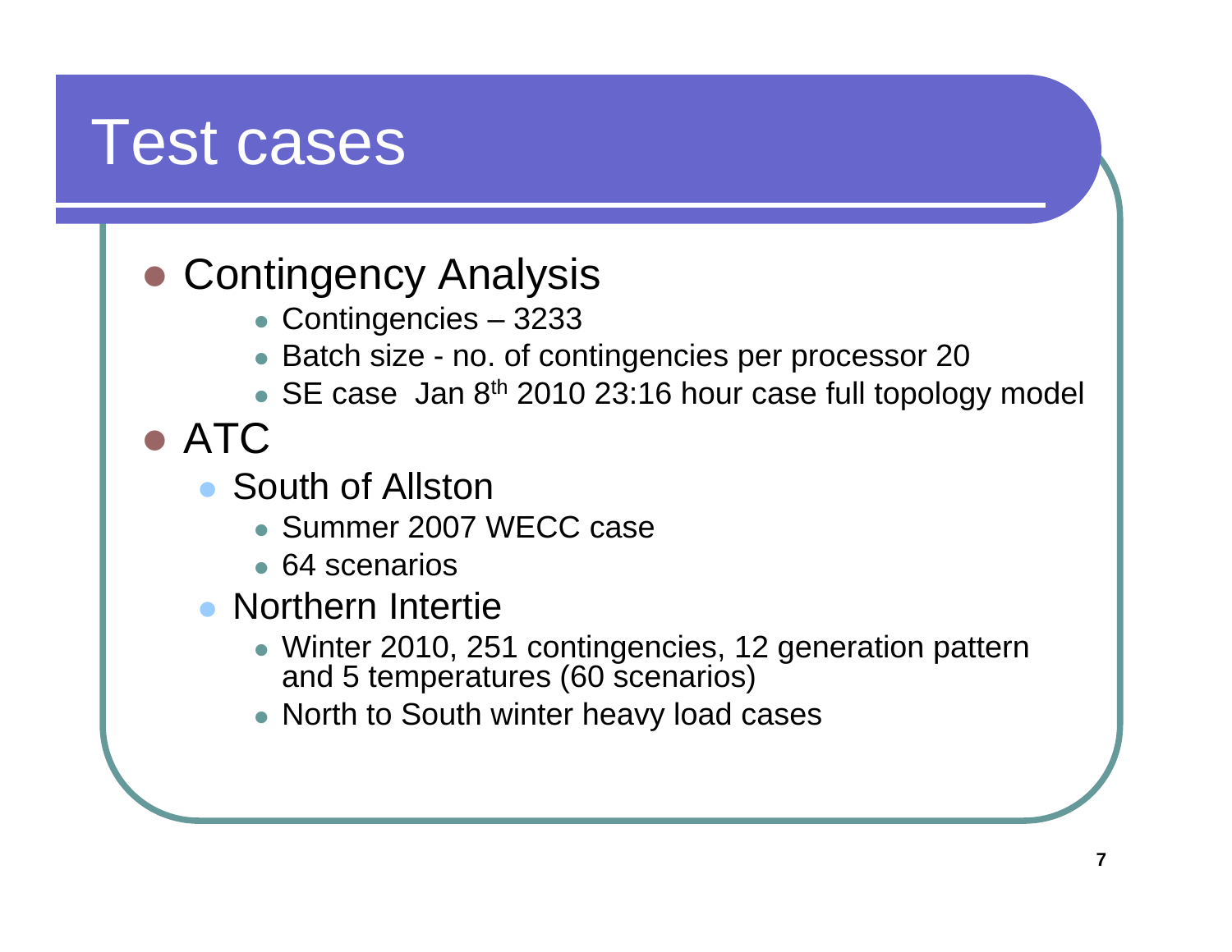# Test cases

- Contingency Analysis
    - Contingencies – 3233
    - Batch size - no. of contingencies per processor 20
    - SE case Jan 8th 2010 23:16 hour case full topology model
- ATC
  - South of Allston
    - Summer 2007 WECC case
    - 64 scenarios
  - Northern Intertie
    - Winter 2010, 251 contingencies, 12 generation pattern and 5 temperatures (60 scenarios)
    - North to South winter heavy load cases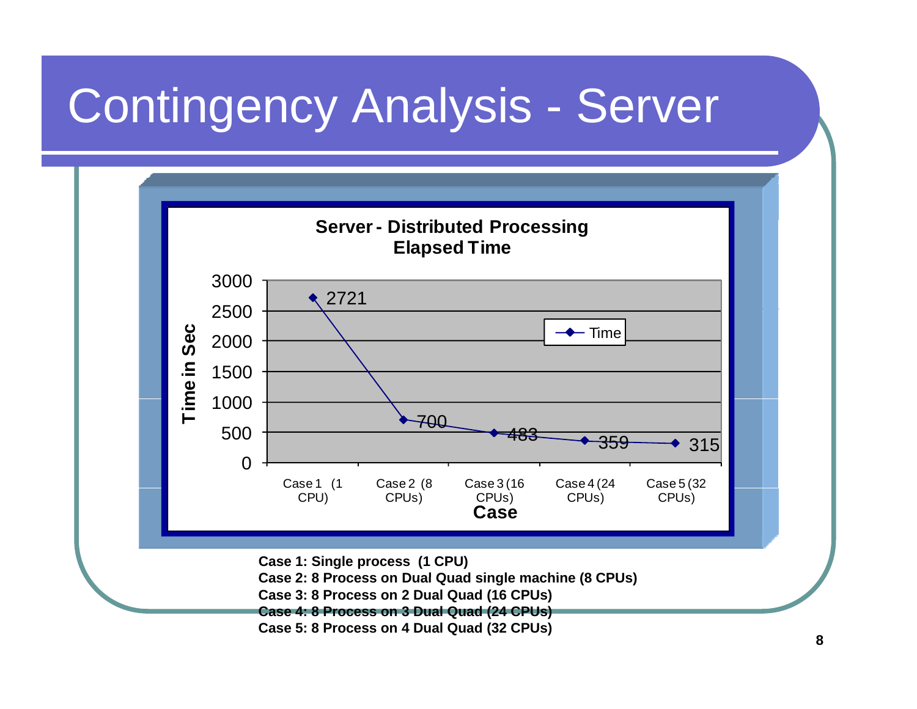# Contingency Analysis - Server

**Server - Distributed Processing Elapsed Time**

| Case | Time (Sec) |
|---|---|
| Case 1 (1 CPU) | 2721 |
| Case 2 (8 CPUs) | 700 |
| Case 3 (16 CPUs) | 483 |
| Case 4 (24 CPUs) | 359 |
| Case 5 (32 CPUs) | 315 |

**Case 1: Single process (1 CPU)**
**Case 2: 8 Process on Dual Quad single machine (8 CPUs)**
**Case 3: 8 Process on 2 Dual Quad (16 CPUs)**
**Case 4: 8 Process on 3 Dual Quad (24 CPUs)**
**Case 5: 8 Process on 4 Dual Quad (32 CPUs)**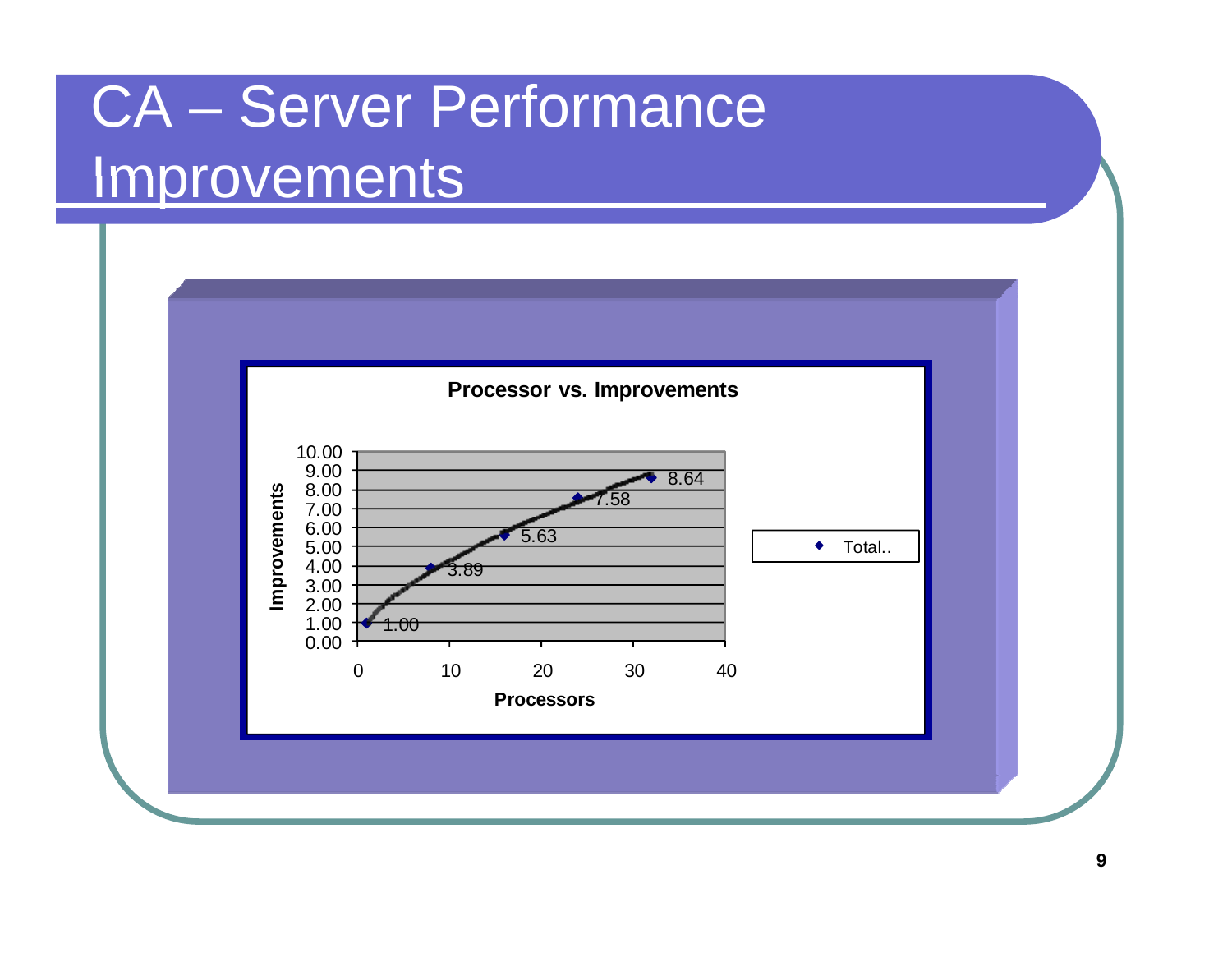# CA – Server Performance Improvements

**Processor vs. Improvements**

| Processors | Improvements |
|---|---|
| 1 | 1.00 |
| 8 | 3.89 |
| 16 | 5.63 |
| 24 | 7.58 |
| 32 | 8.64 |

Legend: Total..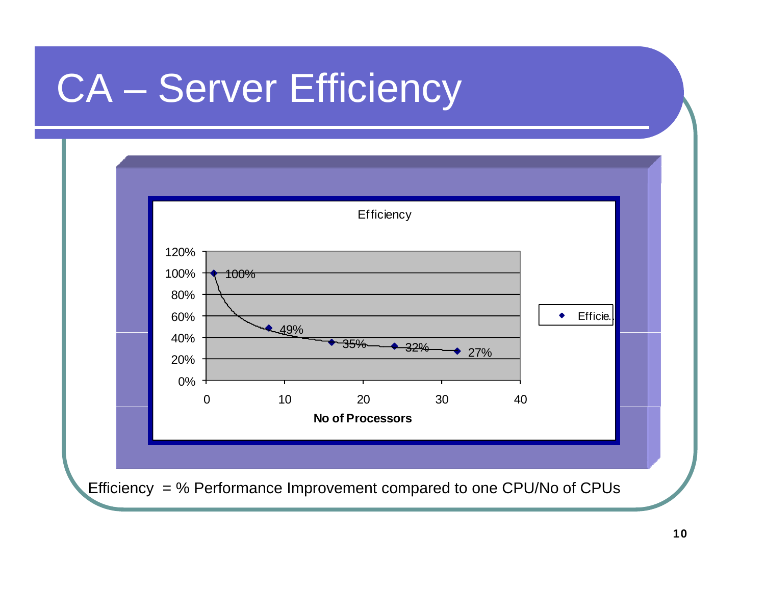# CA – Server Efficiency

Efficiency

| No of Processors | Efficiency |
|---|---|
| 1 | 100% |
| 8 | 49% |
| 16 | 35% |
| 24 | 32% |
| 32 | 27% |

Efficiency = % Performance Improvement compared to one CPU/No of CPUs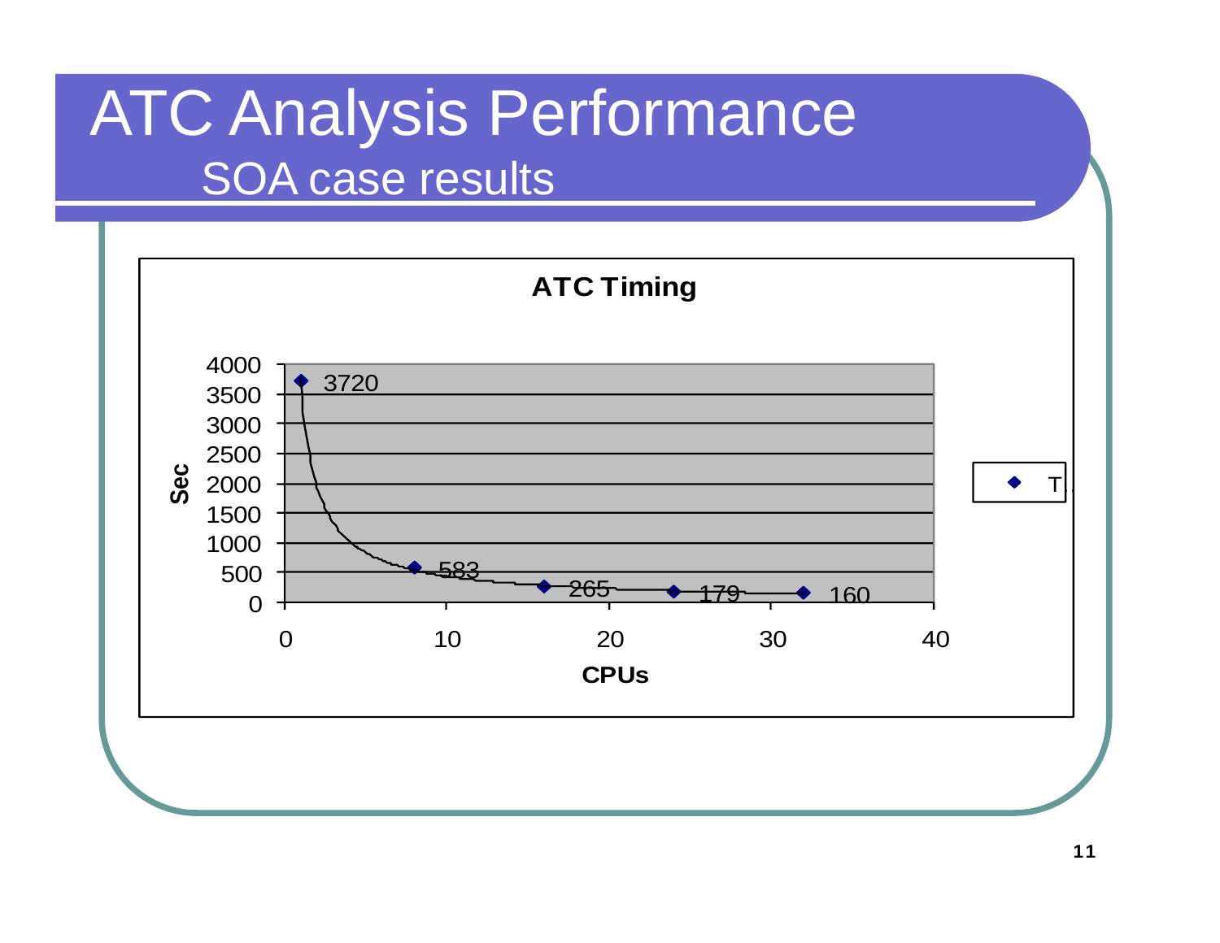# ATC Analysis Performance

## SOA case results

**ATC Timing**

| CPUs | Sec |
|---|---|
| 1 | 3720 |
| 8 | 583 |
| 16 | 265 |
| 24 | 179 |
| 32 | 160 |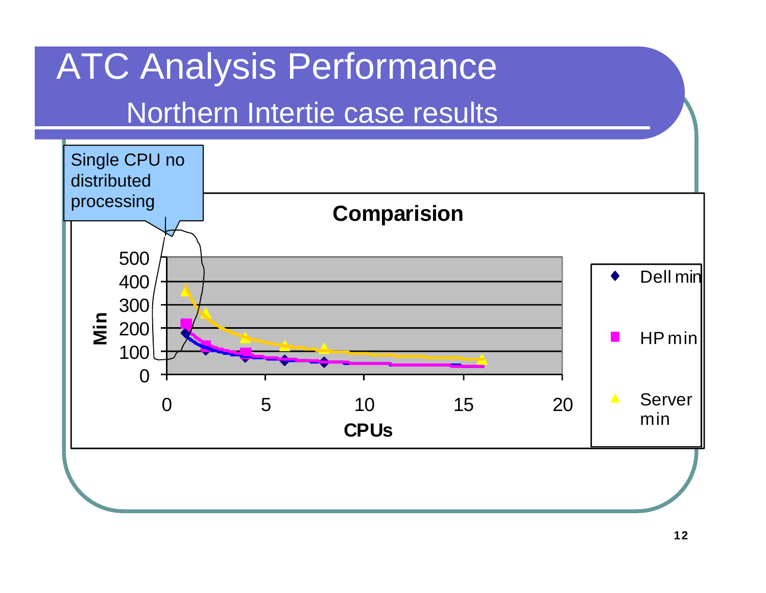# ATC Analysis Performance

## Northern Intertie case results

Single CPU no distributed processing

**Comparision**

Min: 0, 100, 200, 300, 400, 500

CPUs: 0, 5, 10, 15, 20

- Dell min
- HP min
- Server min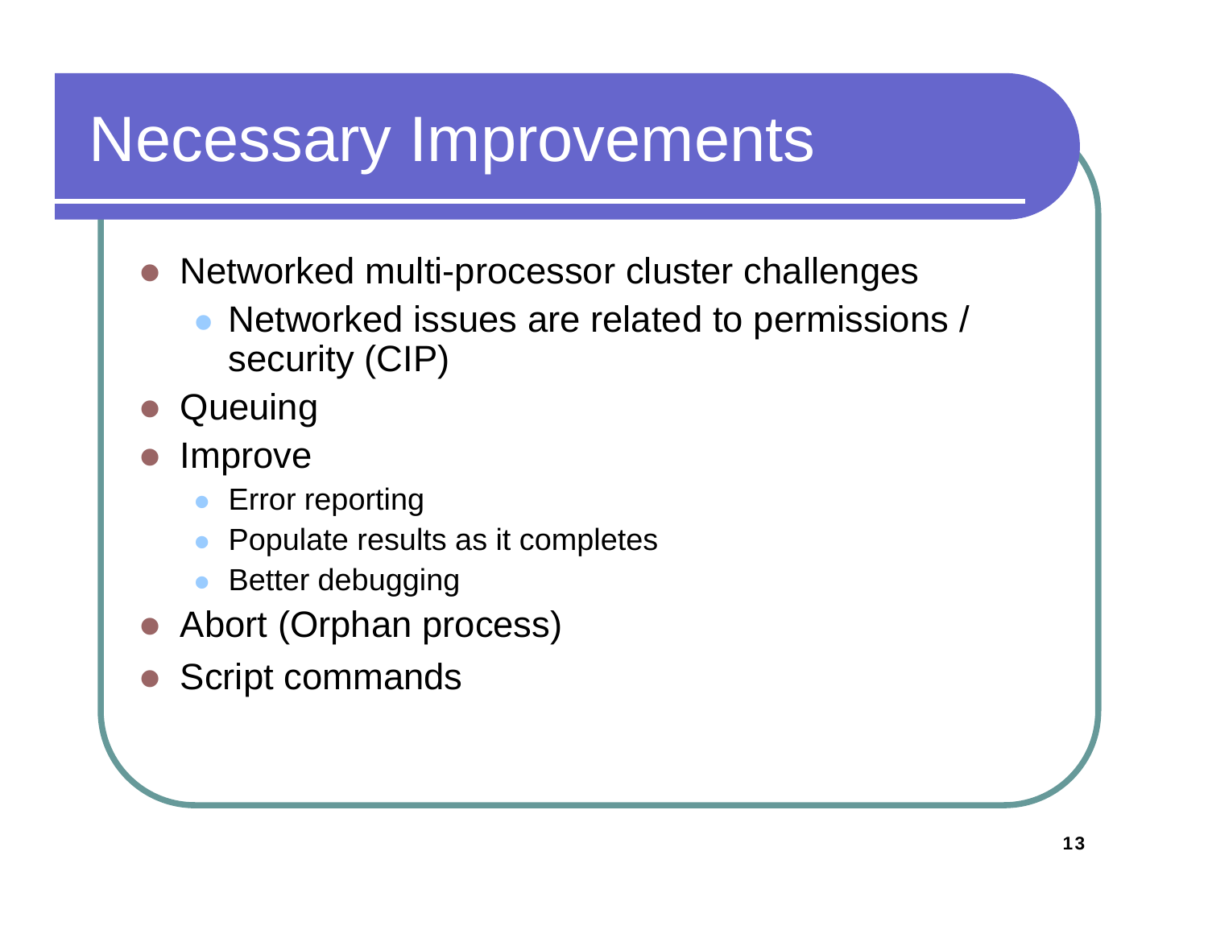# Necessary Improvements

- Networked multi-processor cluster challenges
  - Networked issues are related to permissions / security (CIP)
- Queuing
- Improve
  - Error reporting
  - Populate results as it completes
  - Better debugging
- Abort (Orphan process)
- Script commands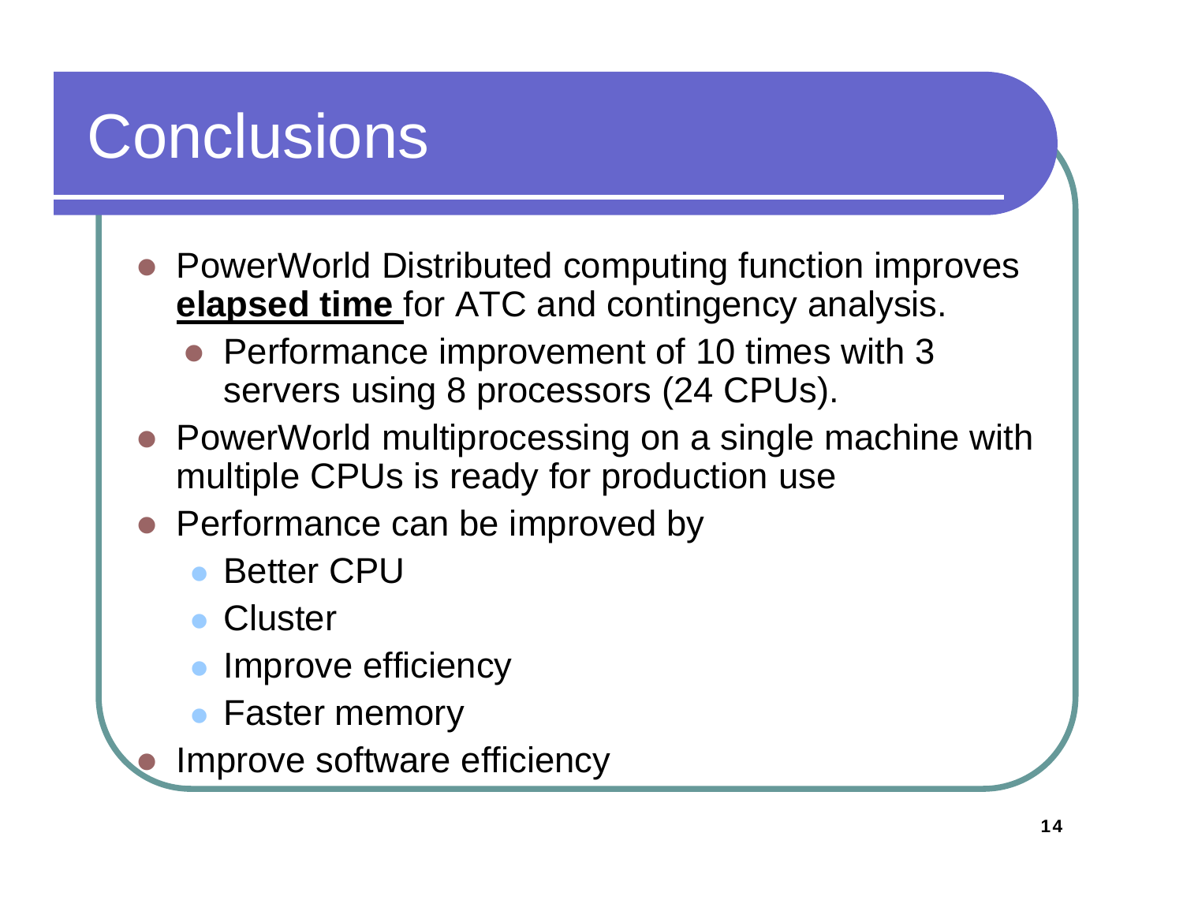# Conclusions

- PowerWorld Distributed computing function improves **elapsed time** for ATC and contingency analysis.
  - Performance improvement of 10 times with 3 servers using 8 processors (24 CPUs).
- PowerWorld multiprocessing on a single machine with multiple CPUs is ready for production use
- Performance can be improved by
  - Better CPU
  - Cluster
  - Improve efficiency
  - Faster memory
- Improve software efficiency